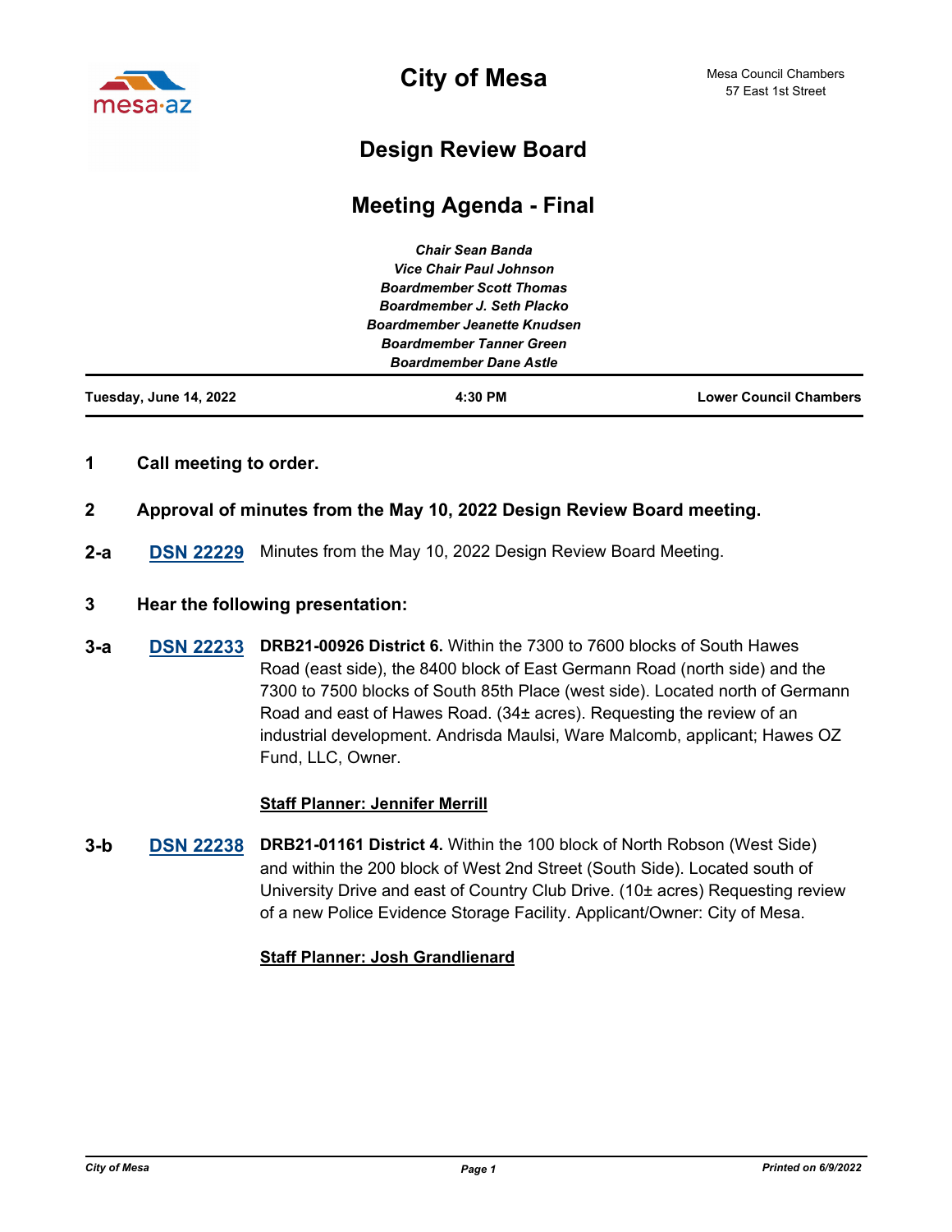# City of Mesa

Mesa Council Chambers
57 East 1st Street

## Design Review Board

## Meeting Agenda - Final

*Chair Sean Banda*
*Vice Chair Paul Johnson*
*Boardmember Scott Thomas*
*Boardmember J. Seth Placko*
*Boardmember Jeanette Knudsen*
*Boardmember Tanner Green*
*Boardmember Dane Astle*

**Tuesday, June 14, 2022** | **4:30 PM** | **Lower Council Chambers**

**1 Call meeting to order.**

**2 Approval of minutes from the May 10, 2022 Design Review Board meeting.**

**2-a** **DSN 22229** Minutes from the May 10, 2022 Design Review Board Meeting.

**3 Hear the following presentation:**

**3-a** **DSN 22233** **DRB21-00926 District 6.** Within the 7300 to 7600 blocks of South Hawes Road (east side), the 8400 block of East Germann Road (north side) and the 7300 to 7500 blocks of South 85th Place (west side). Located north of Germann Road and east of Hawes Road. (34± acres). Requesting the review of an industrial development. Andrisda Maulsi, Ware Malcomb, applicant; Hawes OZ Fund, LLC, Owner.

**Staff Planner: Jennifer Merrill**

**3-b** **DSN 22238** **DRB21-01161 District 4.** Within the 100 block of North Robson (West Side) and within the 200 block of West 2nd Street (South Side). Located south of University Drive and east of Country Club Drive. (10± acres) Requesting review of a new Police Evidence Storage Facility. Applicant/Owner: City of Mesa.

**Staff Planner: Josh Grandlienard**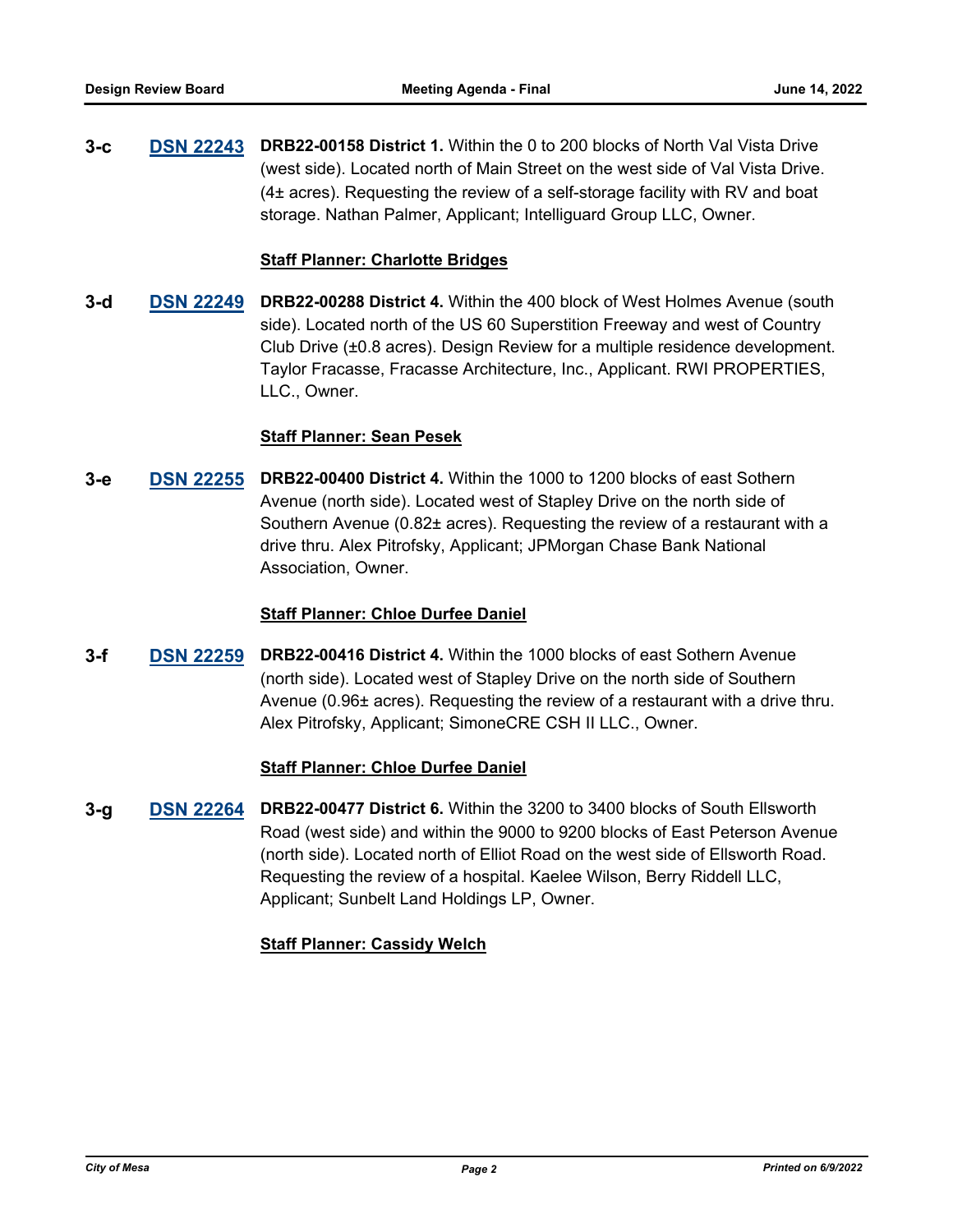**3-c** **DSN 22243** **DRB22-00158 District 1.** Within the 0 to 200 blocks of North Val Vista Drive (west side). Located north of Main Street on the west side of Val Vista Drive. (4± acres). Requesting the review of a self-storage facility with RV and boat storage. Nathan Palmer, Applicant; Intelliguard Group LLC, Owner.

**Staff Planner: Charlotte Bridges**

**3-d** **DSN 22249** **DRB22-00288 District 4.** Within the 400 block of West Holmes Avenue (south side). Located north of the US 60 Superstition Freeway and west of Country Club Drive (±0.8 acres). Design Review for a multiple residence development. Taylor Fracasse, Fracasse Architecture, Inc., Applicant. RWI PROPERTIES, LLC., Owner.

**Staff Planner: Sean Pesek**

**3-e** **DSN 22255** **DRB22-00400 District 4.** Within the 1000 to 1200 blocks of east Sothern Avenue (north side). Located west of Stapley Drive on the north side of Southern Avenue (0.82± acres). Requesting the review of a restaurant with a drive thru. Alex Pitrofsky, Applicant; JPMorgan Chase Bank National Association, Owner.

**Staff Planner: Chloe Durfee Daniel**

**3-f** **DSN 22259** **DRB22-00416 District 4.** Within the 1000 blocks of east Sothern Avenue (north side). Located west of Stapley Drive on the north side of Southern Avenue (0.96± acres). Requesting the review of a restaurant with a drive thru. Alex Pitrofsky, Applicant; SimoneCRE CSH II LLC., Owner.

**Staff Planner: Chloe Durfee Daniel**

**3-g** **DSN 22264** **DRB22-00477 District 6.** Within the 3200 to 3400 blocks of South Ellsworth Road (west side) and within the 9000 to 9200 blocks of East Peterson Avenue (north side). Located north of Elliot Road on the west side of Ellsworth Road. Requesting the review of a hospital. Kaelee Wilson, Berry Riddell LLC, Applicant; Sunbelt Land Holdings LP, Owner.

**Staff Planner: Cassidy Welch**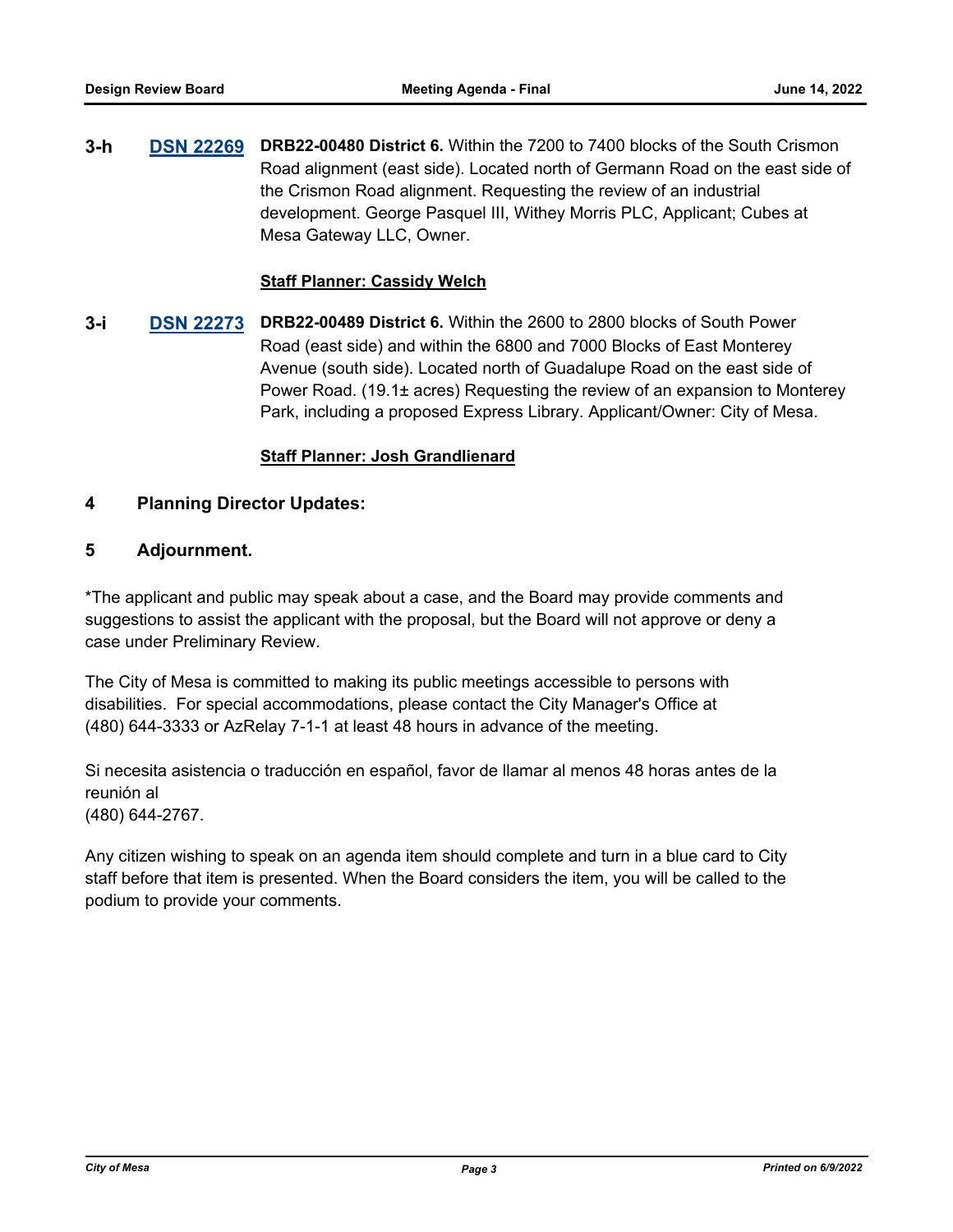**3-h** **DSN 22269** **DRB22-00480 District 6.** Within the 7200 to 7400 blocks of the South Crismon Road alignment (east side). Located north of Germann Road on the east side of the Crismon Road alignment. Requesting the review of an industrial development. George Pasquel III, Withey Morris PLC, Applicant; Cubes at Mesa Gateway LLC, Owner.

**Staff Planner: Cassidy Welch**

**3-i** **DSN 22273** **DRB22-00489 District 6.** Within the 2600 to 2800 blocks of South Power Road (east side) and within the 6800 and 7000 Blocks of East Monterey Avenue (south side). Located north of Guadalupe Road on the east side of Power Road. (19.1± acres) Requesting the review of an expansion to Monterey Park, including a proposed Express Library. Applicant/Owner: City of Mesa.

**Staff Planner: Josh Grandlienard**

## 4 Planning Director Updates:

## 5 Adjournment.

*The applicant and public may speak about a case, and the Board may provide comments and suggestions to assist the applicant with the proposal, but the Board will not approve or deny a case under Preliminary Review.

The City of Mesa is committed to making its public meetings accessible to persons with disabilities. For special accommodations, please contact the City Manager's Office at (480) 644-3333 or AzRelay 7-1-1 at least 48 hours in advance of the meeting.

Si necesita asistencia o traducción en español, favor de llamar al menos 48 horas antes de la reunión al
(480) 644-2767.

Any citizen wishing to speak on an agenda item should complete and turn in a blue card to City staff before that item is presented. When the Board considers the item, you will be called to the podium to provide your comments.